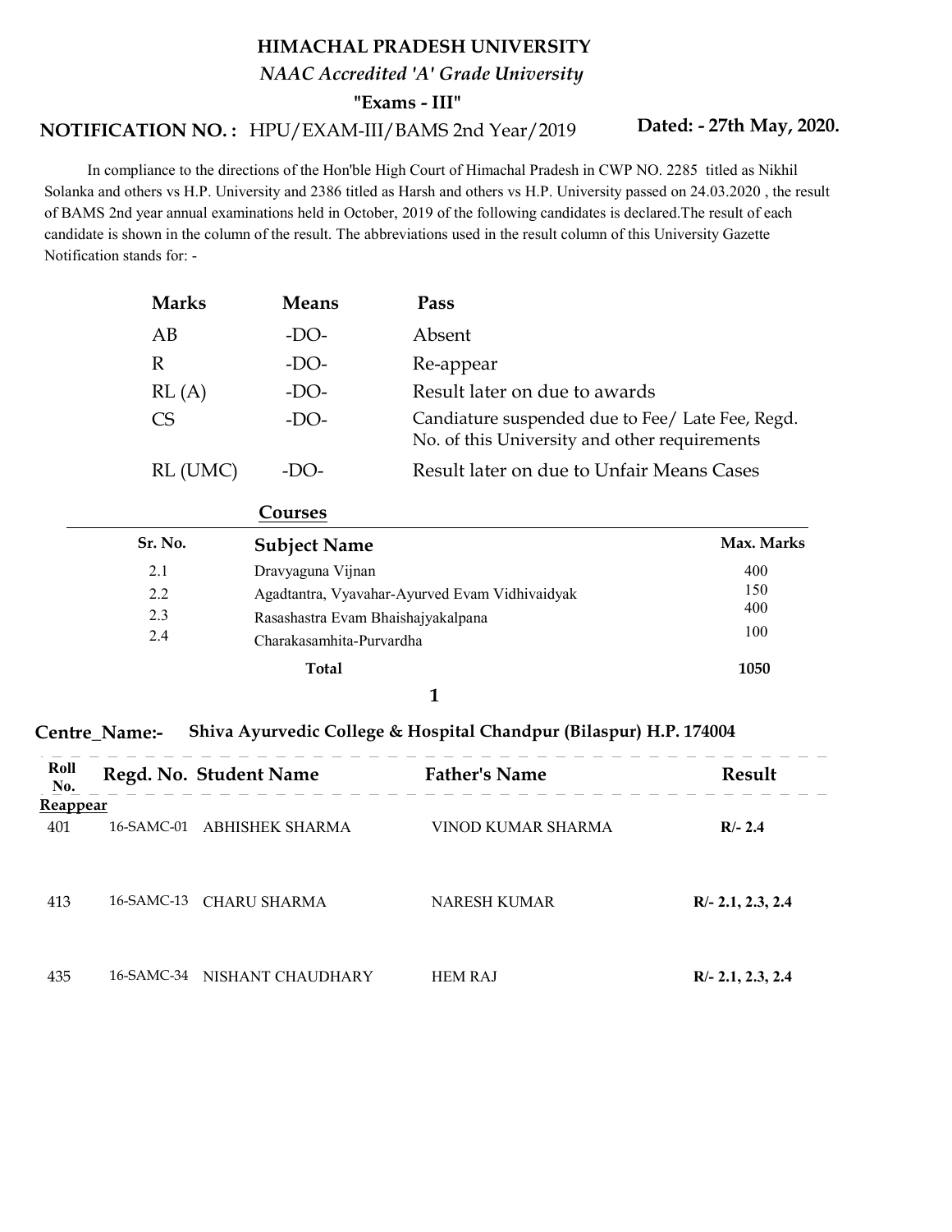# HIMACHAL PRADESH UNIVERSITY

*NAAC Accredited 'A' Grade University*

**"Exams - III"**

**NOTIFICATION NO. :** HPU/EXAM-III/BAMS 2nd Year/2019 **Dated: - 27th May, 2020.**

In compliance to the directions of the Hon'ble High Court of Himachal Pradesh in CWP NO. 2285 titled as Nikhil Solanka and others vs H.P. University and 2386 titled as Harsh and others vs H.P. University passed on 24.03.2020 , the result of BAMS 2nd year annual examinations held in October, 2019 of the following candidates is declared.The result of each candidate is shown in the column of the result. The abbreviations used in the result column of this University Gazette Notification stands for: -

| Marks | Means | Pass |
|---|---|---|
| AB | -DO- | Absent |
| R | -DO- | Re-appear |
| RL (A) | -DO- | Result later on due to awards |
| CS | -DO- | Candiature suspended due to Fee/ Late Fee, Regd. No. of this University and other requirements |
| RL (UMC) | -DO- | Result later on due to Unfair Means Cases |

**Courses**

| Sr. No. | Subject Name | Max. Marks |
|---|---|---|
| 2.1 | Dravyaguna Vijnan | 400 |
| 2.2 | Agadtantra, Vyavahar-Ayurved Evam Vidhivaidyak | 150 |
| 2.3 | Rasashastra Evam Bhaishajyakalpana | 400 |
| 2.4 | Charakasamhita-Purvardha | 100 |
| | **Total** | **1050** |

**1**

**Centre_Name:- Shiva Ayurvedic College & Hospital Chandpur (Bilaspur) H.P. 174004**

| Roll No. | Regd. No. | Student Name | Father's Name | Result |
|---|---|---|---|---|
| **Reappear** | | | | |
| 401 | 16-SAMC-01 | ABHISHEK SHARMA | VINOD KUMAR SHARMA | **R/- 2.4** |
| 413 | 16-SAMC-13 | CHARU SHARMA | NARESH KUMAR | **R/- 2.1, 2.3, 2.4** |
| 435 | 16-SAMC-34 | NISHANT CHAUDHARY | HEM RAJ | **R/- 2.1, 2.3, 2.4** |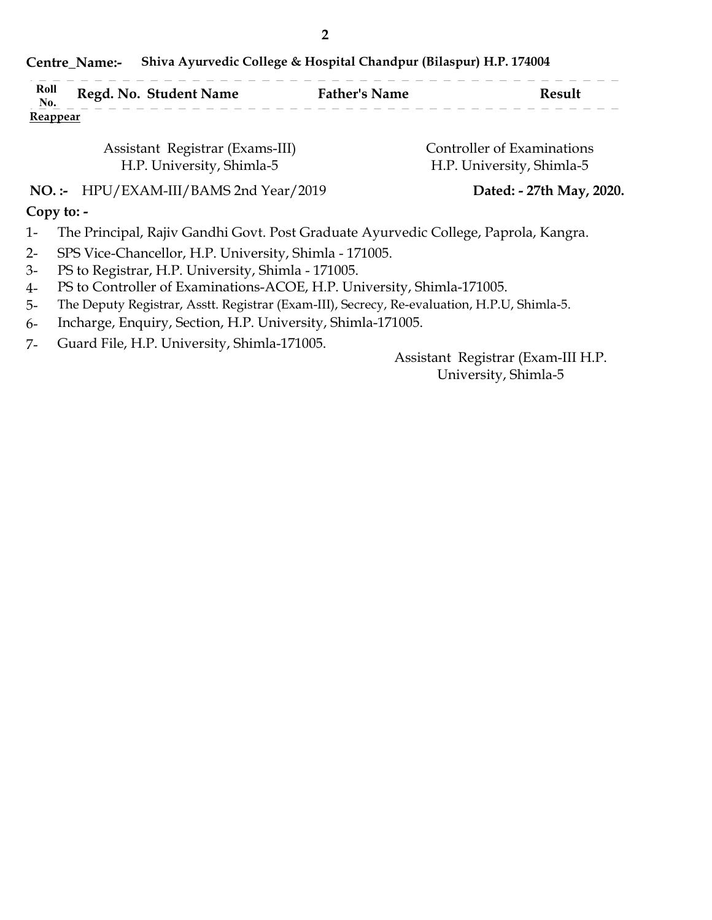**Centre_Name:-** **Shiva Ayurvedic College & Hospital Chandpur (Bilaspur) H.P. 174004**

| Roll No. | Regd. No. | Student Name | Father's Name | Result |
|---|---|---|---|---|

**Reappear**

Assistant Registrar (Exams-III)
H.P. University, Shimla-5

Controller of Examinations
H.P. University, Shimla-5

**NO. :-** HPU/EXAM-III/BAMS 2nd Year/2019 **Dated: - 27th May, 2020.**

**Copy to: -**

1- The Principal, Rajiv Gandhi Govt. Post Graduate Ayurvedic College, Paprola, Kangra.
2- SPS Vice-Chancellor, H.P. University, Shimla - 171005.
3- PS to Registrar, H.P. University, Shimla - 171005.
4- PS to Controller of Examinations-ACOE, H.P. University, Shimla-171005.
5- The Deputy Registrar, Asstt. Registrar (Exam-III), Secrecy, Re-evaluation, H.P.U, Shimla-5.
6- Incharge, Enquiry, Section, H.P. University, Shimla-171005.
7- Guard File, H.P. University, Shimla-171005.

Assistant Registrar (Exam-III H.P.
University, Shimla-5